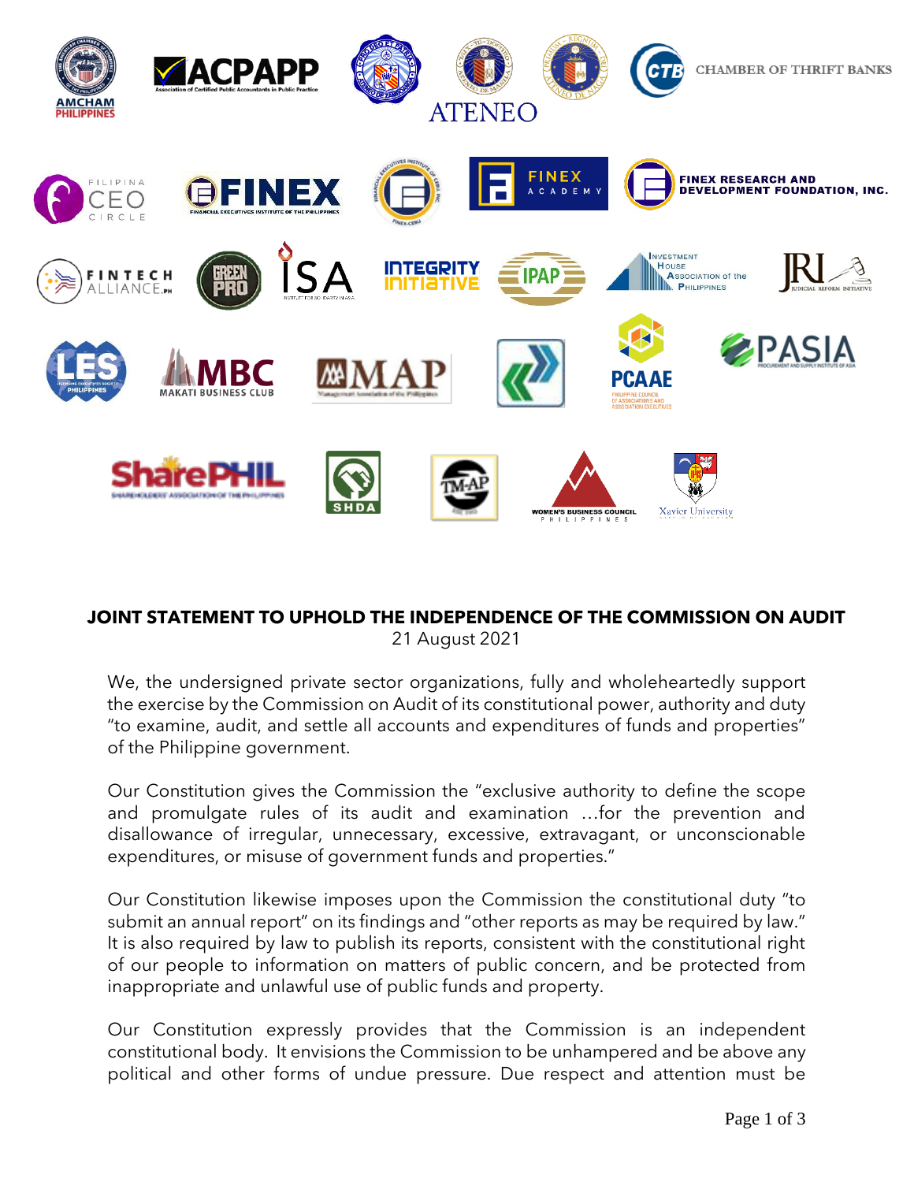# JOINT STATEMENT TO UPHOLD THE INDEPENDENCE OF THE COMMISSION ON AUDIT

21 August 2021

We, the undersigned private sector organizations, fully and wholeheartedly support the exercise by the Commission on Audit of its constitutional power, authority and duty "to examine, audit, and settle all accounts and expenditures of funds and properties" of the Philippine government.

Our Constitution gives the Commission the "exclusive authority to define the scope and promulgate rules of its audit and examination …for the prevention and disallowance of irregular, unnecessary, excessive, extravagant, or unconscionable expenditures, or misuse of government funds and properties."

Our Constitution likewise imposes upon the Commission the constitutional duty "to submit an annual report" on its findings and "other reports as may be required by law." It is also required by law to publish its reports, consistent with the constitutional right of our people to information on matters of public concern, and be protected from inappropriate and unlawful use of public funds and property.

Our Constitution expressly provides that the Commission is an independent constitutional body. It envisions the Commission to be unhampered and be above any political and other forms of undue pressure. Due respect and attention must be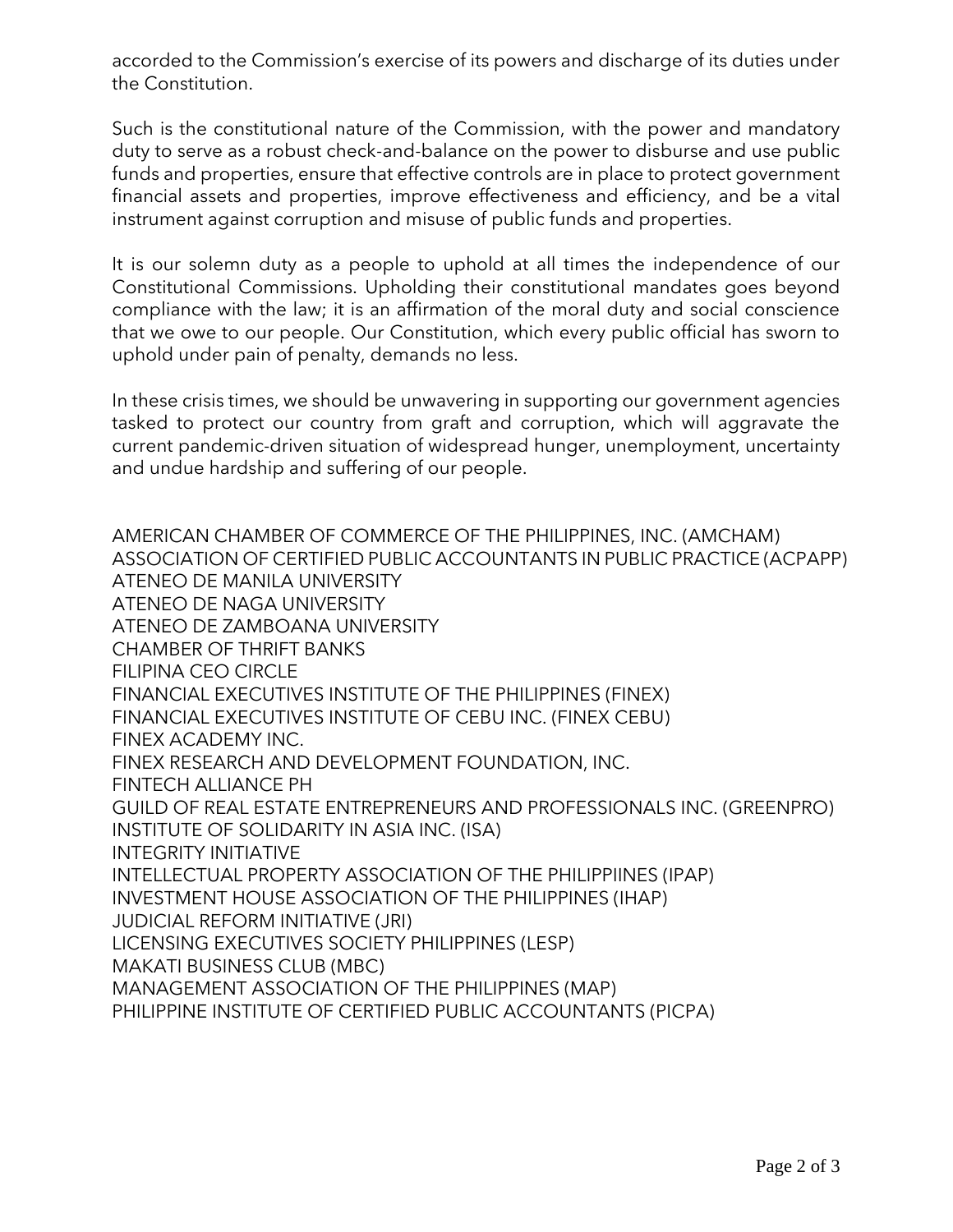accorded to the Commission's exercise of its powers and discharge of its duties under the Constitution.

Such is the constitutional nature of the Commission, with the power and mandatory duty to serve as a robust check-and-balance on the power to disburse and use public funds and properties, ensure that effective controls are in place to protect government financial assets and properties, improve effectiveness and efficiency, and be a vital instrument against corruption and misuse of public funds and properties.

It is our solemn duty as a people to uphold at all times the independence of our Constitutional Commissions. Upholding their constitutional mandates goes beyond compliance with the law; it is an affirmation of the moral duty and social conscience that we owe to our people. Our Constitution, which every public official has sworn to uphold under pain of penalty, demands no less.

In these crisis times, we should be unwavering in supporting our government agencies tasked to protect our country from graft and corruption, which will aggravate the current pandemic-driven situation of widespread hunger, unemployment, uncertainty and undue hardship and suffering of our people.

AMERICAN CHAMBER OF COMMERCE OF THE PHILIPPINES, INC. (AMCHAM)  
ASSOCIATION OF CERTIFIED PUBLIC ACCOUNTANTS IN PUBLIC PRACTICE (ACPAPP)  
ATENEO DE MANILA UNIVERSITY  
ATENEO DE NAGA UNIVERSITY  
ATENEO DE ZAMBOANA UNIVERSITY  
CHAMBER OF THRIFT BANKS  
FILIPINA CEO CIRCLE  
FINANCIAL EXECUTIVES INSTITUTE OF THE PHILIPPINES (FINEX)  
FINANCIAL EXECUTIVES INSTITUTE OF CEBU INC. (FINEX CEBU)  
FINEX ACADEMY INC.  
FINEX RESEARCH AND DEVELOPMENT FOUNDATION, INC.  
FINTECH ALLIANCE PH  
GUILD OF REAL ESTATE ENTREPRENEURS AND PROFESSIONALS INC. (GREENPRO)  
INSTITUTE OF SOLIDARITY IN ASIA INC. (ISA)  
INTEGRITY INITIATIVE  
INTELLECTUAL PROPERTY ASSOCIATION OF THE PHILIPPIINES (IPAP)  
INVESTMENT HOUSE ASSOCIATION OF THE PHILIPPINES (IHAP)  
JUDICIAL REFORM INITIATIVE (JRI)  
LICENSING EXECUTIVES SOCIETY PHILIPPINES (LESP)  
MAKATI BUSINESS CLUB (MBC)  
MANAGEMENT ASSOCIATION OF THE PHILIPPINES (MAP)  
PHILIPPINE INSTITUTE OF CERTIFIED PUBLIC ACCOUNTANTS (PICPA)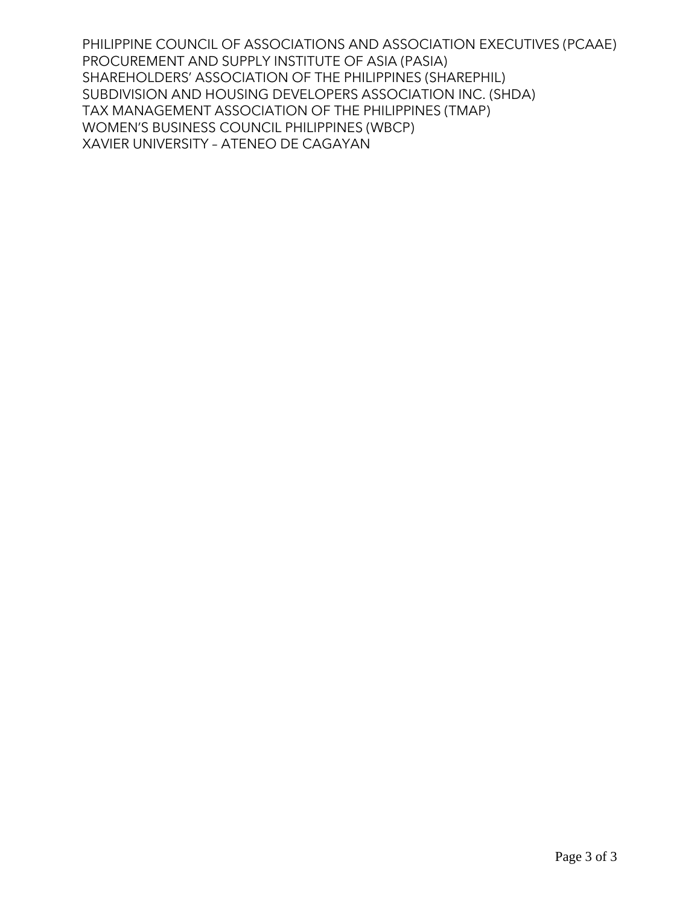PHILIPPINE COUNCIL OF ASSOCIATIONS AND ASSOCIATION EXECUTIVES (PCAAE)
PROCUREMENT AND SUPPLY INSTITUTE OF ASIA (PASIA)
SHAREHOLDERS' ASSOCIATION OF THE PHILIPPINES (SHAREPHIL)
SUBDIVISION AND HOUSING DEVELOPERS ASSOCIATION INC. (SHDA)
TAX MANAGEMENT ASSOCIATION OF THE PHILIPPINES (TMAP)
WOMEN'S BUSINESS COUNCIL PHILIPPINES (WBCP)
XAVIER UNIVERSITY – ATENEO DE CAGAYAN